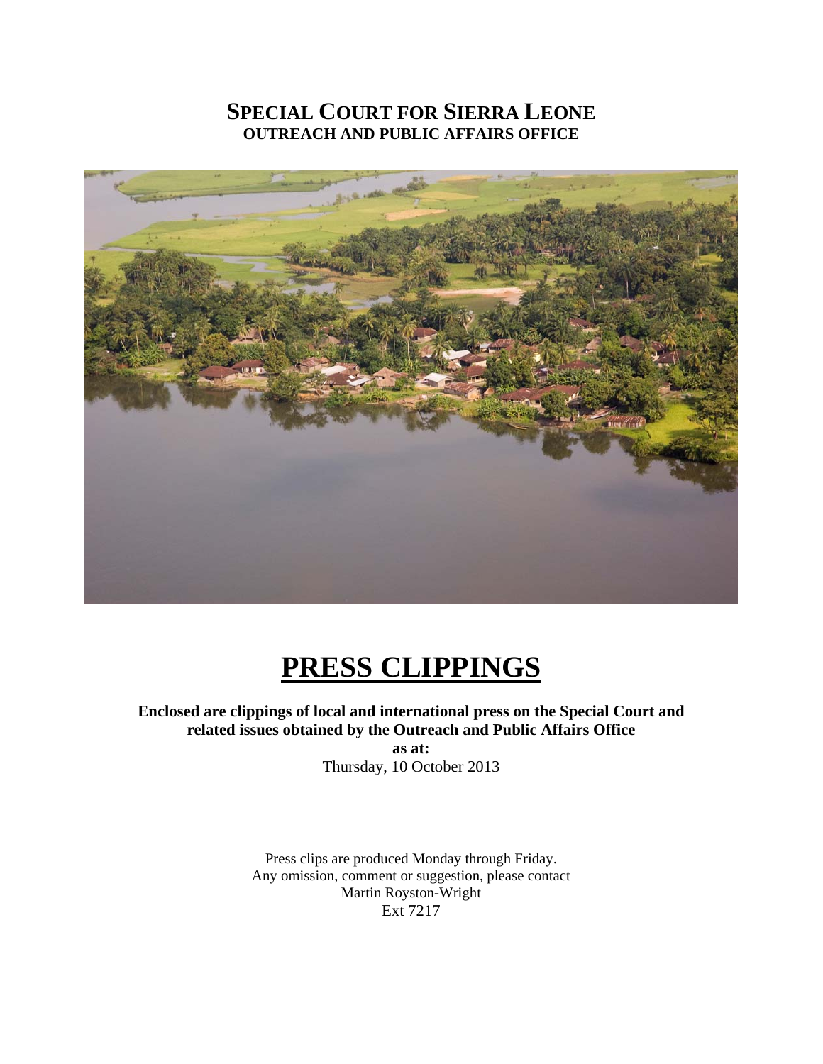# SPECIAL COURT FOR SIERRA LEONE

**OUTREACH AND PUBLIC AFFAIRS OFFICE**

# PRESS CLIPPINGS

**Enclosed are clippings of local and international press on the Special Court and related issues obtained by the Outreach and Public Affairs Office**

**as at:**

Thursday, 10 October 2013

Press clips are produced Monday through Friday.
Any omission, comment or suggestion, please contact
Martin Royston-Wright
Ext 7217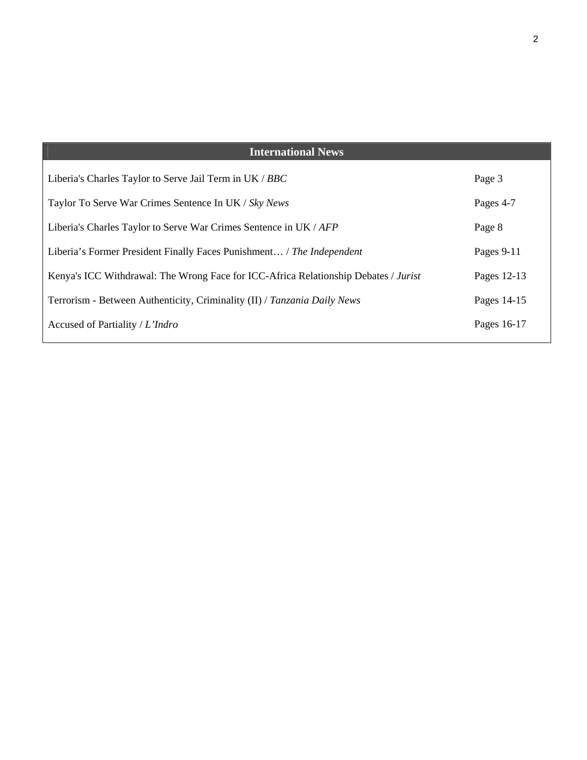| International News | |
|---|---|
| Liberia's Charles Taylor to Serve Jail Term in UK / *BBC* | Page 3 |
| Taylor To Serve War Crimes Sentence In UK / *Sky News* | Pages 4-7 |
| Liberia's Charles Taylor to Serve War Crimes Sentence in UK / *AFP* | Page 8 |
| Liberia’s Former President Finally Faces Punishment… / *The Independent* | Pages 9-11 |
| Kenya's ICC Withdrawal: The Wrong Face for ICC-Africa Relationship Debates / *Jurist* | Pages 12-13 |
| Terrorism - Between Authenticity, Criminality (II) / *Tanzania Daily News* | Pages 14-15 |
| Accused of Partiality / *L’Indro* | Pages 16-17 |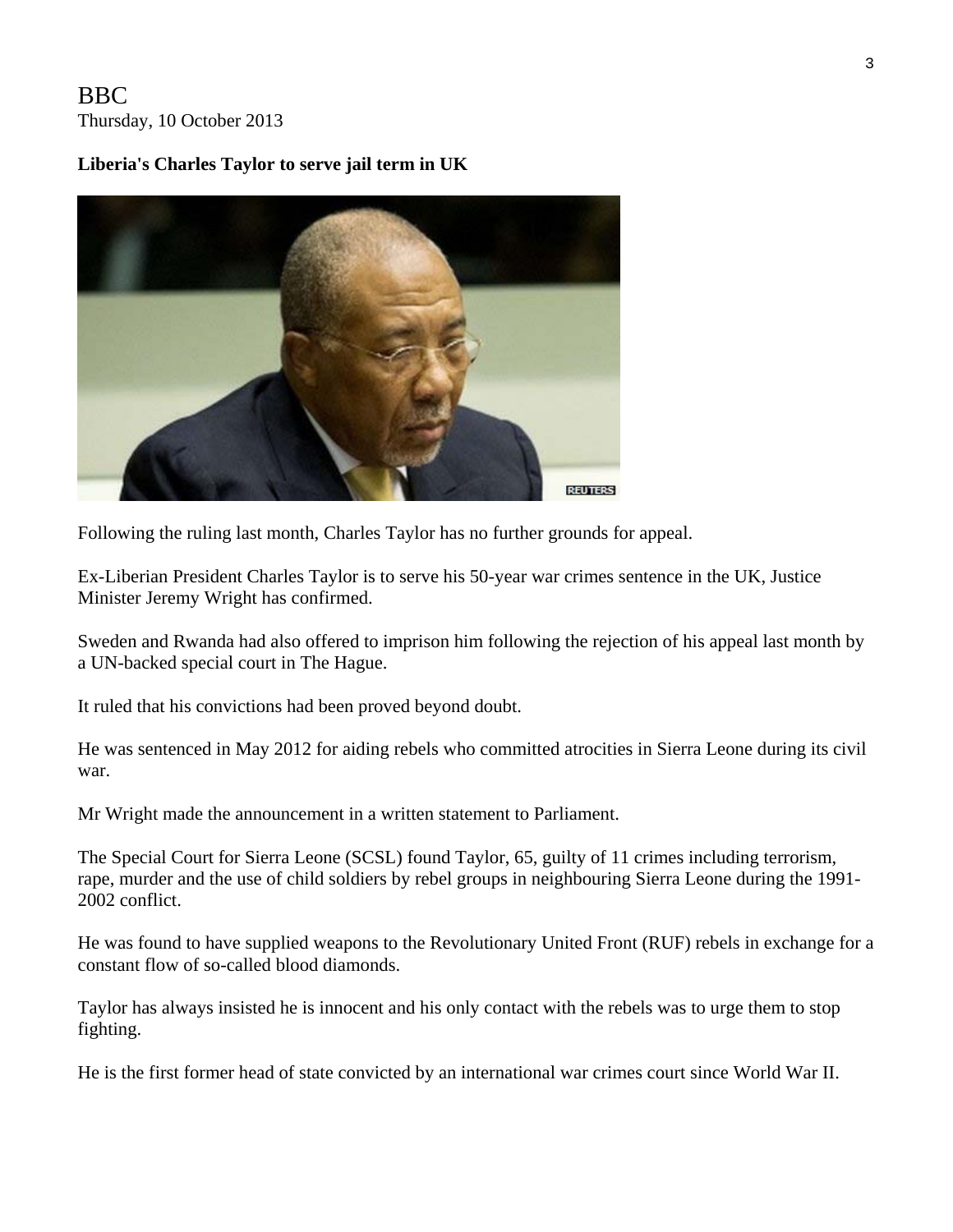BBC
Thursday, 10 October 2013

**Liberia's Charles Taylor to serve jail term in UK**

Following the ruling last month, Charles Taylor has no further grounds for appeal.

Ex-Liberian President Charles Taylor is to serve his 50-year war crimes sentence in the UK, Justice Minister Jeremy Wright has confirmed.

Sweden and Rwanda had also offered to imprison him following the rejection of his appeal last month by a UN-backed special court in The Hague.

It ruled that his convictions had been proved beyond doubt.

He was sentenced in May 2012 for aiding rebels who committed atrocities in Sierra Leone during its civil war.

Mr Wright made the announcement in a written statement to Parliament.

The Special Court for Sierra Leone (SCSL) found Taylor, 65, guilty of 11 crimes including terrorism, rape, murder and the use of child soldiers by rebel groups in neighbouring Sierra Leone during the 1991-2002 conflict.

He was found to have supplied weapons to the Revolutionary United Front (RUF) rebels in exchange for a constant flow of so-called blood diamonds.

Taylor has always insisted he is innocent and his only contact with the rebels was to urge them to stop fighting.

He is the first former head of state convicted by an international war crimes court since World War II.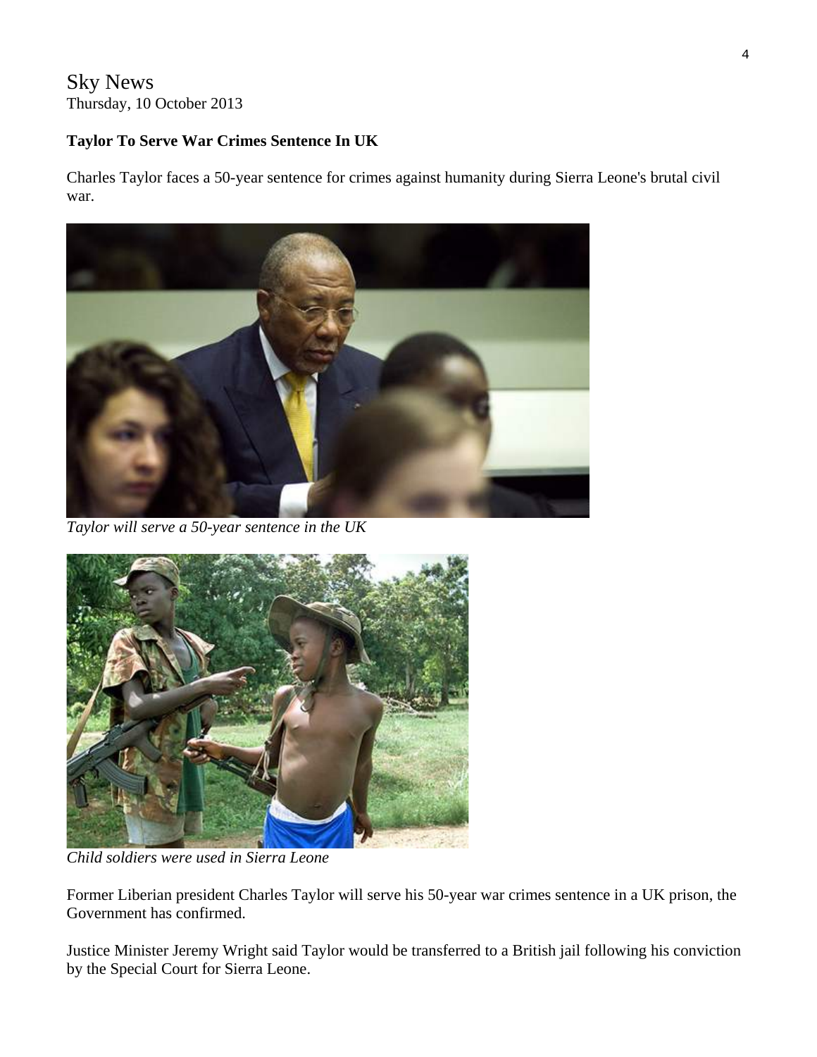Sky News
Thursday, 10 October 2013

**Taylor To Serve War Crimes Sentence In UK**

Charles Taylor faces a 50-year sentence for crimes against humanity during Sierra Leone's brutal civil war.

*Taylor will serve a 50-year sentence in the UK*

*Child soldiers were used in Sierra Leone*

Former Liberian president Charles Taylor will serve his 50-year war crimes sentence in a UK prison, the Government has confirmed.

Justice Minister Jeremy Wright said Taylor would be transferred to a British jail following his conviction by the Special Court for Sierra Leone.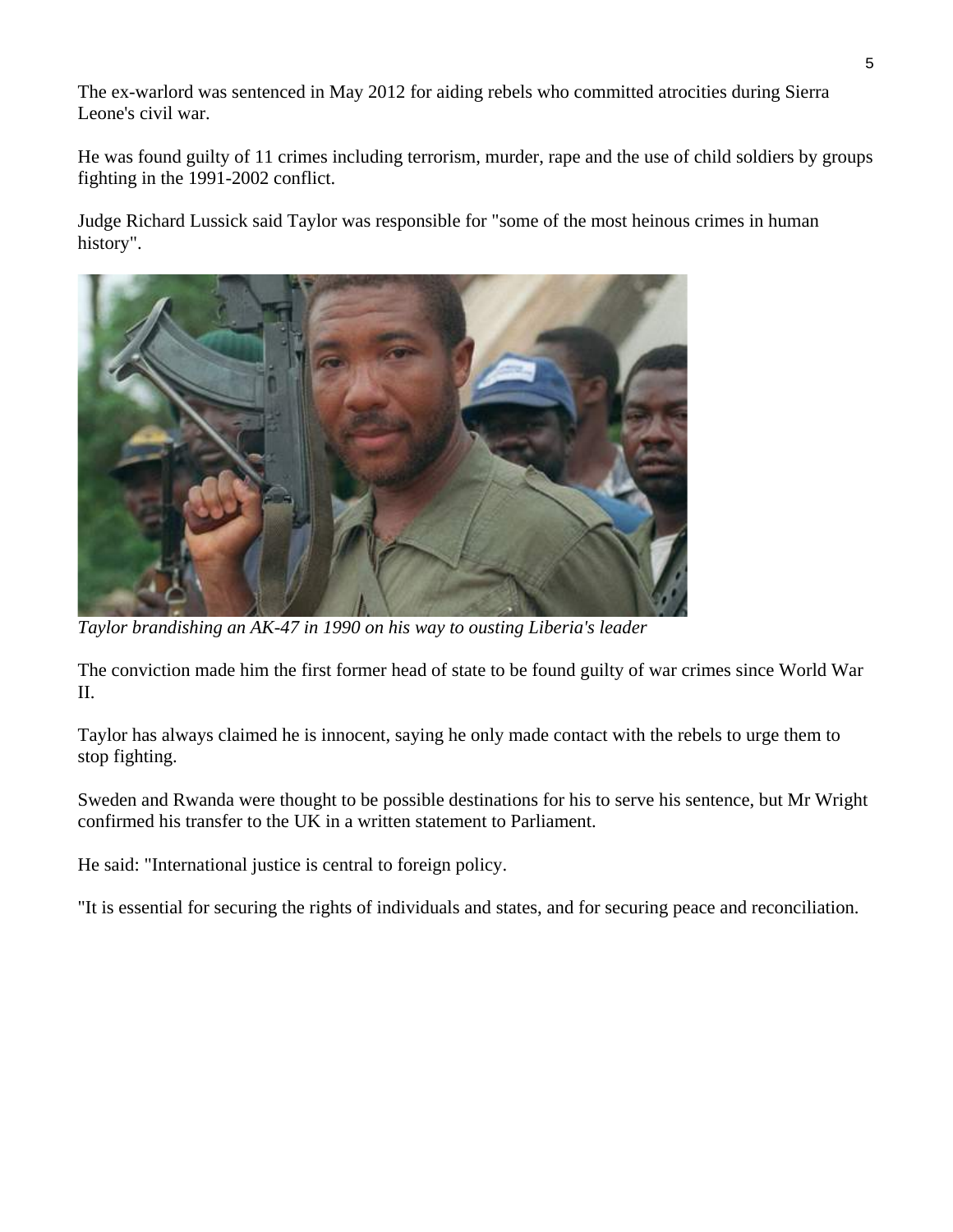The ex-warlord was sentenced in May 2012 for aiding rebels who committed atrocities during Sierra Leone's civil war.

He was found guilty of 11 crimes including terrorism, murder, rape and the use of child soldiers by groups fighting in the 1991-2002 conflict.

Judge Richard Lussick said Taylor was responsible for "some of the most heinous crimes in human history".

*Taylor brandishing an AK-47 in 1990 on his way to ousting Liberia's leader*

The conviction made him the first former head of state to be found guilty of war crimes since World War II.

Taylor has always claimed he is innocent, saying he only made contact with the rebels to urge them to stop fighting.

Sweden and Rwanda were thought to be possible destinations for his to serve his sentence, but Mr Wright confirmed his transfer to the UK in a written statement to Parliament.

He said: "International justice is central to foreign policy.

"It is essential for securing the rights of individuals and states, and for securing peace and reconciliation.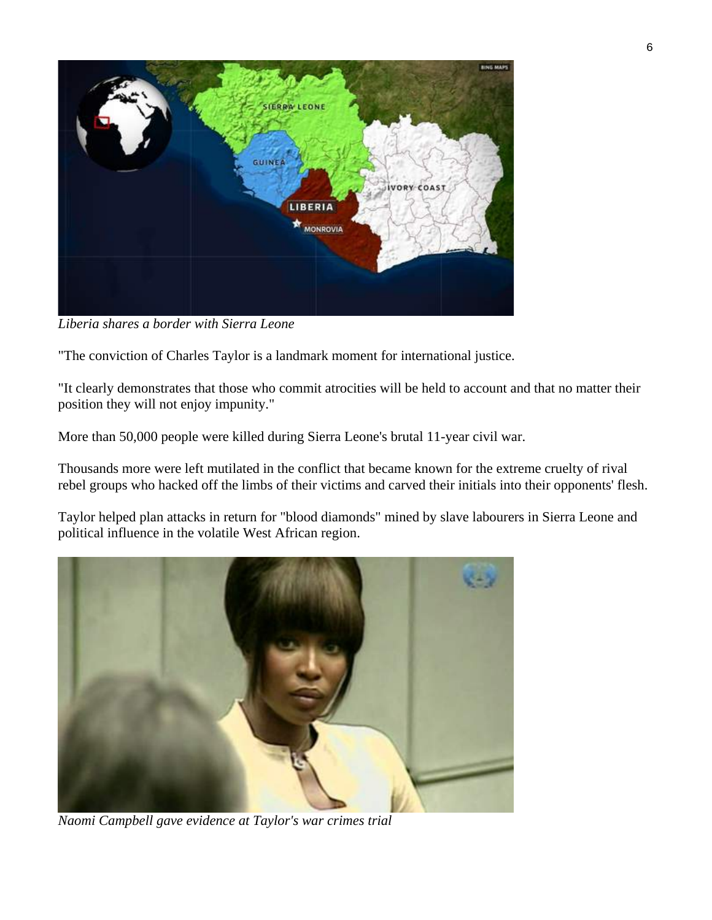*Liberia shares a border with Sierra Leone*

"The conviction of Charles Taylor is a landmark moment for international justice.

"It clearly demonstrates that those who commit atrocities will be held to account and that no matter their position they will not enjoy impunity."

More than 50,000 people were killed during Sierra Leone's brutal 11-year civil war.

Thousands more were left mutilated in the conflict that became known for the extreme cruelty of rival rebel groups who hacked off the limbs of their victims and carved their initials into their opponents' flesh.

Taylor helped plan attacks in return for "blood diamonds" mined by slave labourers in Sierra Leone and political influence in the volatile West African region.

*Naomi Campbell gave evidence at Taylor's war crimes trial*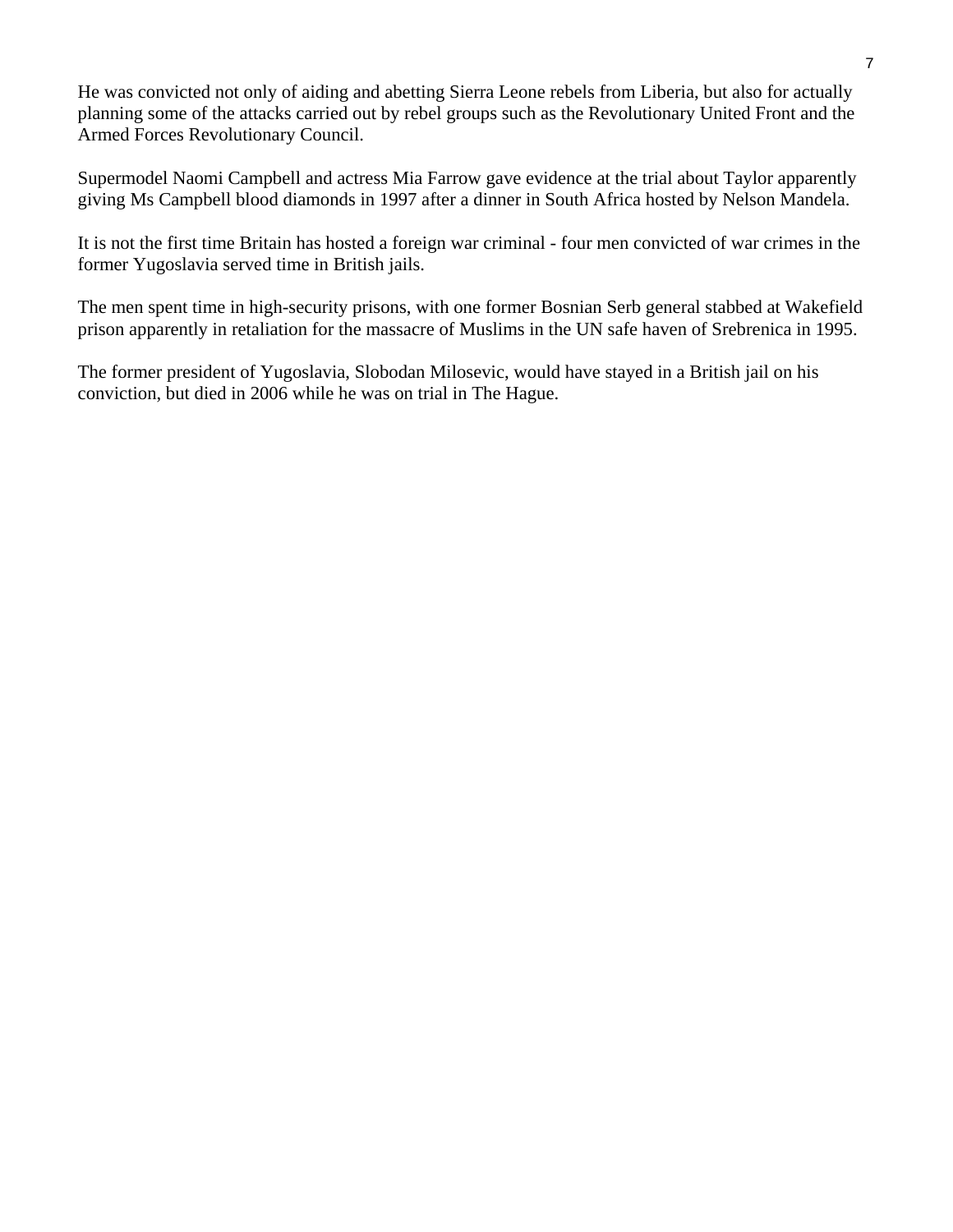He was convicted not only of aiding and abetting Sierra Leone rebels from Liberia, but also for actually planning some of the attacks carried out by rebel groups such as the Revolutionary United Front and the Armed Forces Revolutionary Council.

Supermodel Naomi Campbell and actress Mia Farrow gave evidence at the trial about Taylor apparently giving Ms Campbell blood diamonds in 1997 after a dinner in South Africa hosted by Nelson Mandela.

It is not the first time Britain has hosted a foreign war criminal - four men convicted of war crimes in the former Yugoslavia served time in British jails.

The men spent time in high-security prisons, with one former Bosnian Serb general stabbed at Wakefield prison apparently in retaliation for the massacre of Muslims in the UN safe haven of Srebrenica in 1995.

The former president of Yugoslavia, Slobodan Milosevic, would have stayed in a British jail on his conviction, but died in 2006 while he was on trial in The Hague.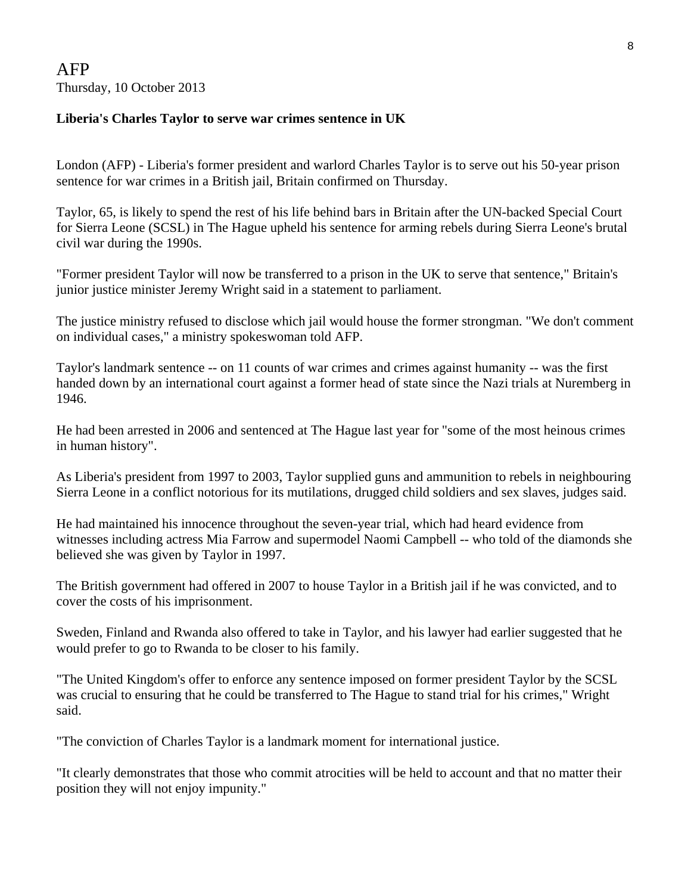AFP
Thursday, 10 October 2013

**Liberia's Charles Taylor to serve war crimes sentence in UK**

London (AFP) - Liberia's former president and warlord Charles Taylor is to serve out his 50-year prison sentence for war crimes in a British jail, Britain confirmed on Thursday.

Taylor, 65, is likely to spend the rest of his life behind bars in Britain after the UN-backed Special Court for Sierra Leone (SCSL) in The Hague upheld his sentence for arming rebels during Sierra Leone's brutal civil war during the 1990s.

"Former president Taylor will now be transferred to a prison in the UK to serve that sentence," Britain's junior justice minister Jeremy Wright said in a statement to parliament.

The justice ministry refused to disclose which jail would house the former strongman. "We don't comment on individual cases," a ministry spokeswoman told AFP.

Taylor's landmark sentence -- on 11 counts of war crimes and crimes against humanity -- was the first handed down by an international court against a former head of state since the Nazi trials at Nuremberg in 1946.

He had been arrested in 2006 and sentenced at The Hague last year for "some of the most heinous crimes in human history".

As Liberia's president from 1997 to 2003, Taylor supplied guns and ammunition to rebels in neighbouring Sierra Leone in a conflict notorious for its mutilations, drugged child soldiers and sex slaves, judges said.

He had maintained his innocence throughout the seven-year trial, which had heard evidence from witnesses including actress Mia Farrow and supermodel Naomi Campbell -- who told of the diamonds she believed she was given by Taylor in 1997.

The British government had offered in 2007 to house Taylor in a British jail if he was convicted, and to cover the costs of his imprisonment.

Sweden, Finland and Rwanda also offered to take in Taylor, and his lawyer had earlier suggested that he would prefer to go to Rwanda to be closer to his family.

"The United Kingdom's offer to enforce any sentence imposed on former president Taylor by the SCSL was crucial to ensuring that he could be transferred to The Hague to stand trial for his crimes," Wright said.

"The conviction of Charles Taylor is a landmark moment for international justice.

"It clearly demonstrates that those who commit atrocities will be held to account and that no matter their position they will not enjoy impunity."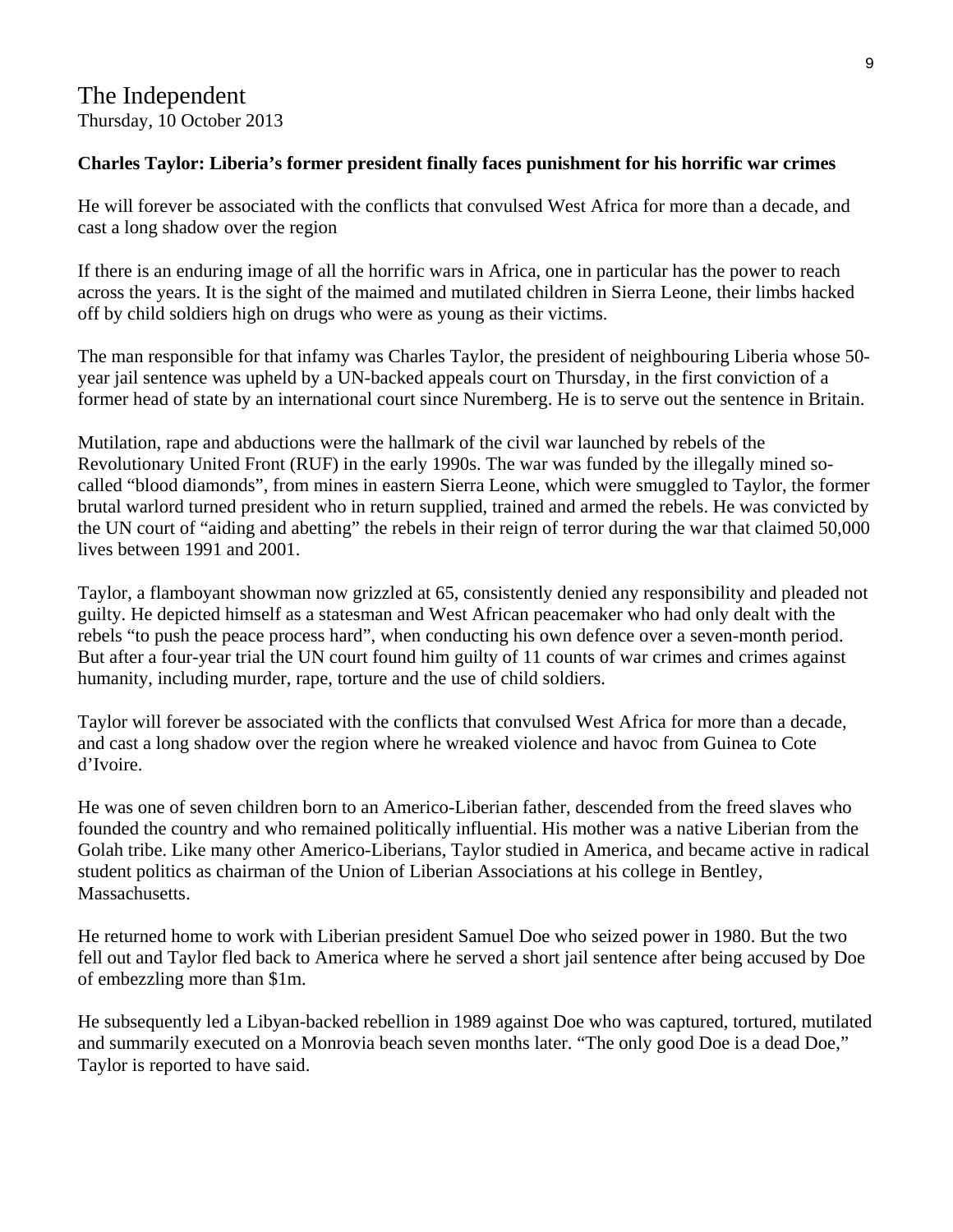# The Independent

Thursday, 10 October 2013

**Charles Taylor: Liberia's former president finally faces punishment for his horrific war crimes**

He will forever be associated with the conflicts that convulsed West Africa for more than a decade, and cast a long shadow over the region

If there is an enduring image of all the horrific wars in Africa, one in particular has the power to reach across the years. It is the sight of the maimed and mutilated children in Sierra Leone, their limbs hacked off by child soldiers high on drugs who were as young as their victims.

The man responsible for that infamy was Charles Taylor, the president of neighbouring Liberia whose 50-year jail sentence was upheld by a UN-backed appeals court on Thursday, in the first conviction of a former head of state by an international court since Nuremberg. He is to serve out the sentence in Britain.

Mutilation, rape and abductions were the hallmark of the civil war launched by rebels of the Revolutionary United Front (RUF) in the early 1990s. The war was funded by the illegally mined so-called "blood diamonds", from mines in eastern Sierra Leone, which were smuggled to Taylor, the former brutal warlord turned president who in return supplied, trained and armed the rebels. He was convicted by the UN court of "aiding and abetting" the rebels in their reign of terror during the war that claimed 50,000 lives between 1991 and 2001.

Taylor, a flamboyant showman now grizzled at 65, consistently denied any responsibility and pleaded not guilty. He depicted himself as a statesman and West African peacemaker who had only dealt with the rebels "to push the peace process hard", when conducting his own defence over a seven-month period. But after a four-year trial the UN court found him guilty of 11 counts of war crimes and crimes against humanity, including murder, rape, torture and the use of child soldiers.

Taylor will forever be associated with the conflicts that convulsed West Africa for more than a decade, and cast a long shadow over the region where he wreaked violence and havoc from Guinea to Cote d'Ivoire.

He was one of seven children born to an Americo-Liberian father, descended from the freed slaves who founded the country and who remained politically influential. His mother was a native Liberian from the Golah tribe. Like many other Americo-Liberians, Taylor studied in America, and became active in radical student politics as chairman of the Union of Liberian Associations at his college in Bentley, Massachusetts.

He returned home to work with Liberian president Samuel Doe who seized power in 1980. But the two fell out and Taylor fled back to America where he served a short jail sentence after being accused by Doe of embezzling more than $1m.

He subsequently led a Libyan-backed rebellion in 1989 against Doe who was captured, tortured, mutilated and summarily executed on a Monrovia beach seven months later. "The only good Doe is a dead Doe," Taylor is reported to have said.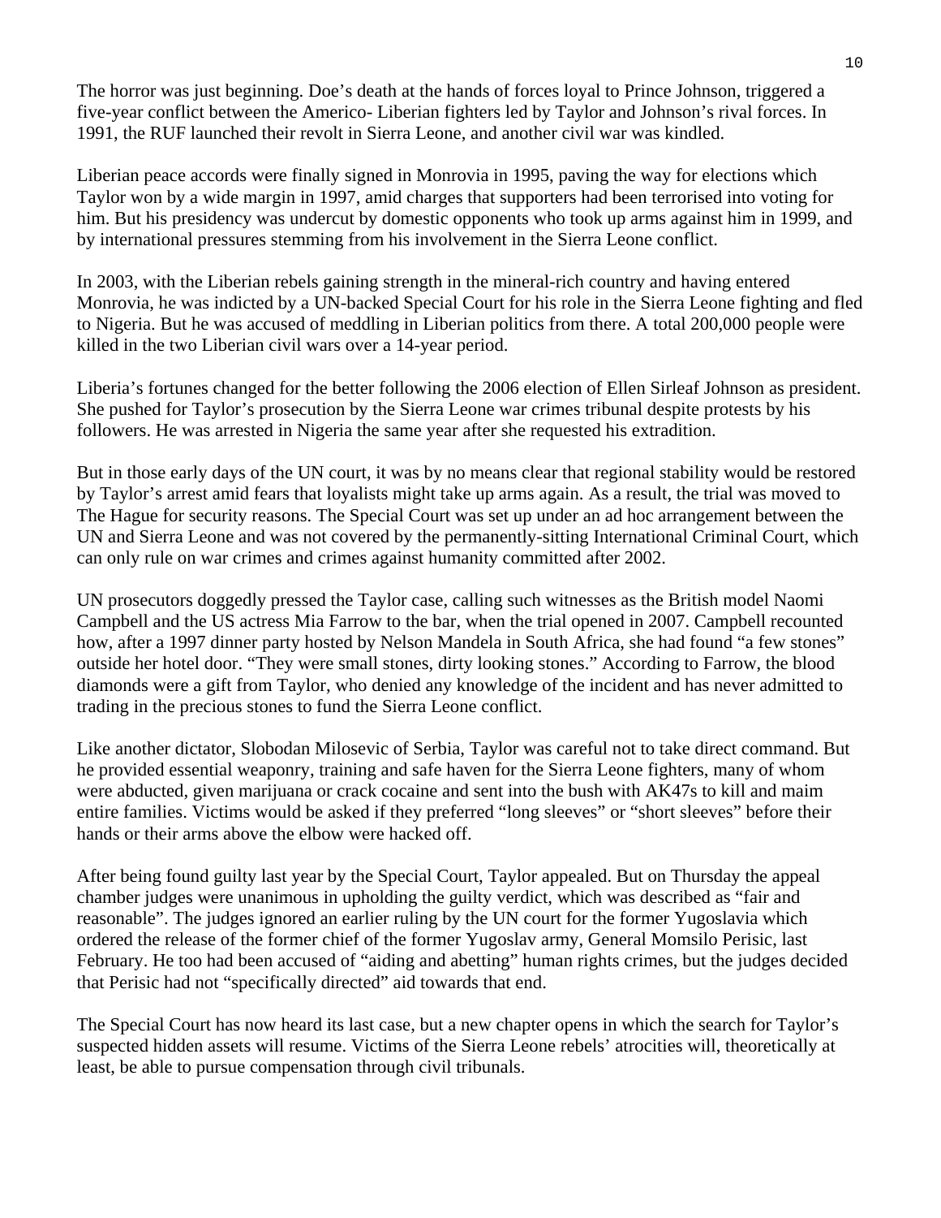The horror was just beginning. Doe's death at the hands of forces loyal to Prince Johnson, triggered a five-year conflict between the Americo- Liberian fighters led by Taylor and Johnson's rival forces. In 1991, the RUF launched their revolt in Sierra Leone, and another civil war was kindled.

Liberian peace accords were finally signed in Monrovia in 1995, paving the way for elections which Taylor won by a wide margin in 1997, amid charges that supporters had been terrorised into voting for him. But his presidency was undercut by domestic opponents who took up arms against him in 1999, and by international pressures stemming from his involvement in the Sierra Leone conflict.

In 2003, with the Liberian rebels gaining strength in the mineral-rich country and having entered Monrovia, he was indicted by a UN-backed Special Court for his role in the Sierra Leone fighting and fled to Nigeria. But he was accused of meddling in Liberian politics from there. A total 200,000 people were killed in the two Liberian civil wars over a 14-year period.

Liberia's fortunes changed for the better following the 2006 election of Ellen Sirleaf Johnson as president. She pushed for Taylor's prosecution by the Sierra Leone war crimes tribunal despite protests by his followers. He was arrested in Nigeria the same year after she requested his extradition.

But in those early days of the UN court, it was by no means clear that regional stability would be restored by Taylor's arrest amid fears that loyalists might take up arms again. As a result, the trial was moved to The Hague for security reasons. The Special Court was set up under an ad hoc arrangement between the UN and Sierra Leone and was not covered by the permanently-sitting International Criminal Court, which can only rule on war crimes and crimes against humanity committed after 2002.

UN prosecutors doggedly pressed the Taylor case, calling such witnesses as the British model Naomi Campbell and the US actress Mia Farrow to the bar, when the trial opened in 2007. Campbell recounted how, after a 1997 dinner party hosted by Nelson Mandela in South Africa, she had found "a few stones" outside her hotel door. "They were small stones, dirty looking stones." According to Farrow, the blood diamonds were a gift from Taylor, who denied any knowledge of the incident and has never admitted to trading in the precious stones to fund the Sierra Leone conflict.

Like another dictator, Slobodan Milosevic of Serbia, Taylor was careful not to take direct command. But he provided essential weaponry, training and safe haven for the Sierra Leone fighters, many of whom were abducted, given marijuana or crack cocaine and sent into the bush with AK47s to kill and maim entire families. Victims would be asked if they preferred "long sleeves" or "short sleeves" before their hands or their arms above the elbow were hacked off.

After being found guilty last year by the Special Court, Taylor appealed. But on Thursday the appeal chamber judges were unanimous in upholding the guilty verdict, which was described as "fair and reasonable". The judges ignored an earlier ruling by the UN court for the former Yugoslavia which ordered the release of the former chief of the former Yugoslav army, General Momsilo Perisic, last February. He too had been accused of "aiding and abetting" human rights crimes, but the judges decided that Perisic had not "specifically directed" aid towards that end.

The Special Court has now heard its last case, but a new chapter opens in which the search for Taylor's suspected hidden assets will resume. Victims of the Sierra Leone rebels' atrocities will, theoretically at least, be able to pursue compensation through civil tribunals.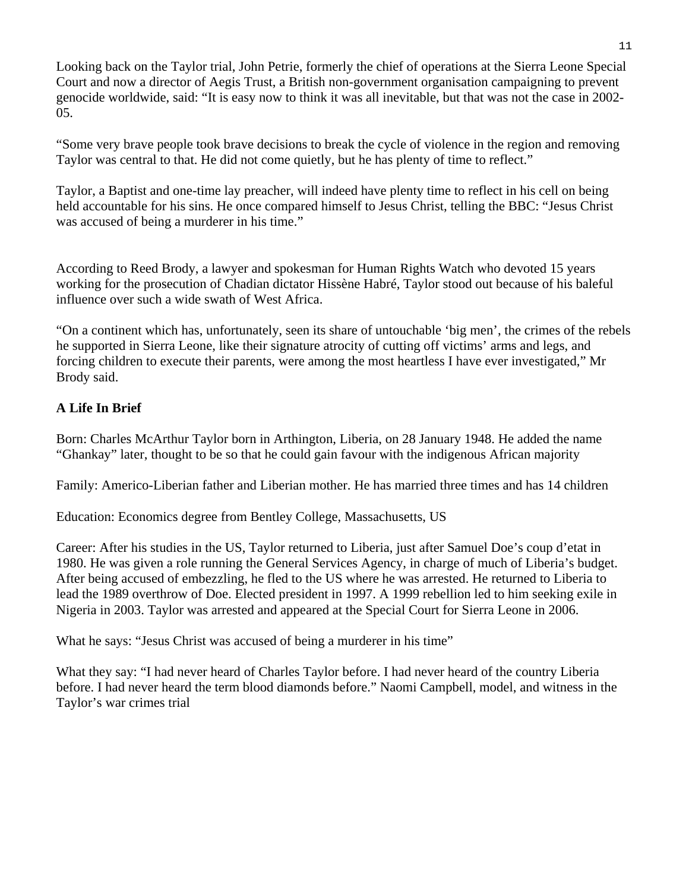Looking back on the Taylor trial, John Petrie, formerly the chief of operations at the Sierra Leone Special Court and now a director of Aegis Trust, a British non-government organisation campaigning to prevent genocide worldwide, said: "It is easy now to think it was all inevitable, but that was not the case in 2002-05.

"Some very brave people took brave decisions to break the cycle of violence in the region and removing Taylor was central to that. He did not come quietly, but he has plenty of time to reflect."

Taylor, a Baptist and one-time lay preacher, will indeed have plenty time to reflect in his cell on being held accountable for his sins. He once compared himself to Jesus Christ, telling the BBC: "Jesus Christ was accused of being a murderer in his time."

According to Reed Brody, a lawyer and spokesman for Human Rights Watch who devoted 15 years working for the prosecution of Chadian dictator Hissène Habré, Taylor stood out because of his baleful influence over such a wide swath of West Africa.

"On a continent which has, unfortunately, seen its share of untouchable 'big men', the crimes of the rebels he supported in Sierra Leone, like their signature atrocity of cutting off victims' arms and legs, and forcing children to execute their parents, were among the most heartless I have ever investigated," Mr Brody said.

**A Life In Brief**

Born: Charles McArthur Taylor born in Arthington, Liberia, on 28 January 1948. He added the name "Ghankay" later, thought to be so that he could gain favour with the indigenous African majority

Family: Americo-Liberian father and Liberian mother. He has married three times and has 14 children

Education: Economics degree from Bentley College, Massachusetts, US

Career: After his studies in the US, Taylor returned to Liberia, just after Samuel Doe's coup d'etat in 1980. He was given a role running the General Services Agency, in charge of much of Liberia's budget. After being accused of embezzling, he fled to the US where he was arrested. He returned to Liberia to lead the 1989 overthrow of Doe. Elected president in 1997. A 1999 rebellion led to him seeking exile in Nigeria in 2003. Taylor was arrested and appeared at the Special Court for Sierra Leone in 2006.

What he says: "Jesus Christ was accused of being a murderer in his time"

What they say: "I had never heard of Charles Taylor before. I had never heard of the country Liberia before. I had never heard the term blood diamonds before." Naomi Campbell, model, and witness in the Taylor's war crimes trial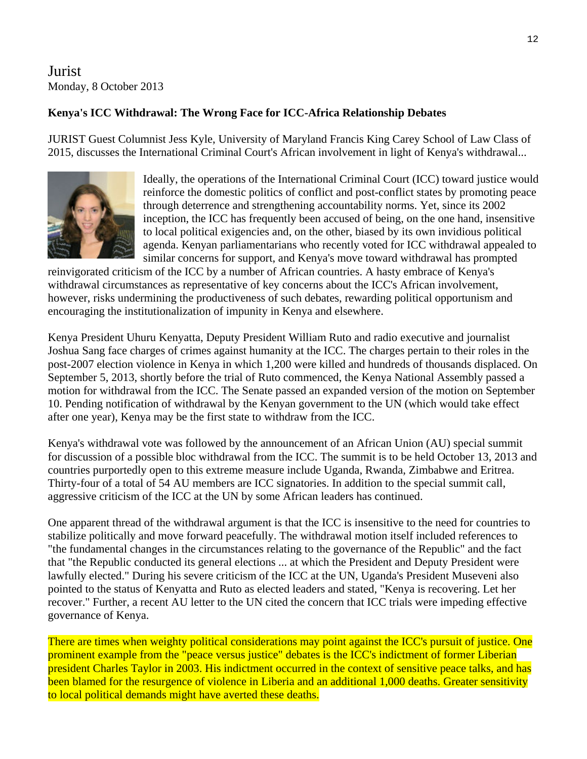Jurist
Monday, 8 October 2013

**Kenya's ICC Withdrawal: The Wrong Face for ICC-Africa Relationship Debates**

JURIST Guest Columnist Jess Kyle, University of Maryland Francis King Carey School of Law Class of 2015, discusses the International Criminal Court's African involvement in light of Kenya's withdrawal...

Ideally, the operations of the International Criminal Court (ICC) toward justice would reinforce the domestic politics of conflict and post-conflict states by promoting peace through deterrence and strengthening accountability norms. Yet, since its 2002 inception, the ICC has frequently been accused of being, on the one hand, insensitive to local political exigencies and, on the other, biased by its own invidious political agenda. Kenyan parliamentarians who recently voted for ICC withdrawal appealed to similar concerns for support, and Kenya's move toward withdrawal has prompted reinvigorated criticism of the ICC by a number of African countries. A hasty embrace of Kenya's withdrawal circumstances as representative of key concerns about the ICC's African involvement, however, risks undermining the productiveness of such debates, rewarding political opportunism and encouraging the institutionalization of impunity in Kenya and elsewhere.

Kenya President Uhuru Kenyatta, Deputy President William Ruto and radio executive and journalist Joshua Sang face charges of crimes against humanity at the ICC. The charges pertain to their roles in the post-2007 election violence in Kenya in which 1,200 were killed and hundreds of thousands displaced. On September 5, 2013, shortly before the trial of Ruto commenced, the Kenya National Assembly passed a motion for withdrawal from the ICC. The Senate passed an expanded version of the motion on September 10. Pending notification of withdrawal by the Kenyan government to the UN (which would take effect after one year), Kenya may be the first state to withdraw from the ICC.

Kenya's withdrawal vote was followed by the announcement of an African Union (AU) special summit for discussion of a possible bloc withdrawal from the ICC. The summit is to be held October 13, 2013 and countries purportedly open to this extreme measure include Uganda, Rwanda, Zimbabwe and Eritrea. Thirty-four of a total of 54 AU members are ICC signatories. In addition to the special summit call, aggressive criticism of the ICC at the UN by some African leaders has continued.

One apparent thread of the withdrawal argument is that the ICC is insensitive to the need for countries to stabilize politically and move forward peacefully. The withdrawal motion itself included references to "the fundamental changes in the circumstances relating to the governance of the Republic" and the fact that "the Republic conducted its general elections ... at which the President and Deputy President were lawfully elected." During his severe criticism of the ICC at the UN, Uganda's President Museveni also pointed to the status of Kenyatta and Ruto as elected leaders and stated, "Kenya is recovering. Let her recover." Further, a recent AU letter to the UN cited the concern that ICC trials were impeding effective governance of Kenya.

There are times when weighty political considerations may point against the ICC's pursuit of justice. One prominent example from the "peace versus justice" debates is the ICC's indictment of former Liberian president Charles Taylor in 2003. His indictment occurred in the context of sensitive peace talks, and has been blamed for the resurgence of violence in Liberia and an additional 1,000 deaths. Greater sensitivity to local political demands might have averted these deaths.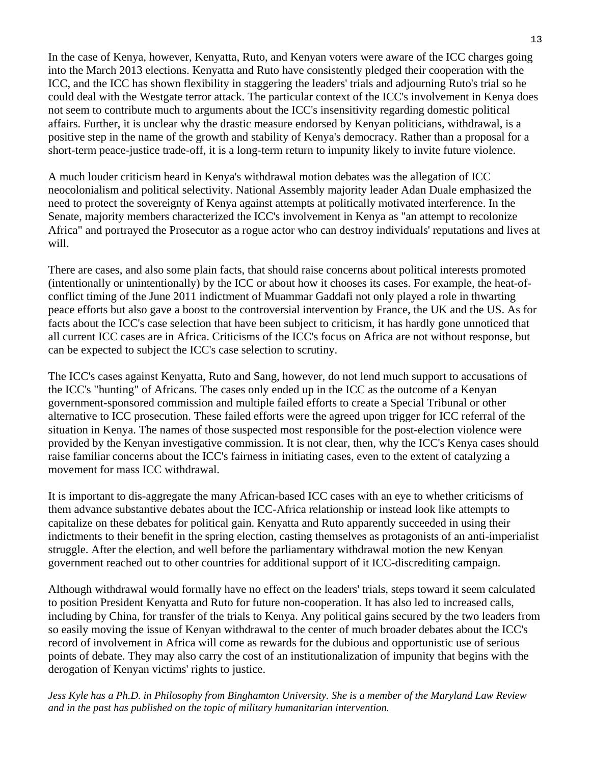In the case of Kenya, however, Kenyatta, Ruto, and Kenyan voters were aware of the ICC charges going into the March 2013 elections. Kenyatta and Ruto have consistently pledged their cooperation with the ICC, and the ICC has shown flexibility in staggering the leaders' trials and adjourning Ruto's trial so he could deal with the Westgate terror attack. The particular context of the ICC's involvement in Kenya does not seem to contribute much to arguments about the ICC's insensitivity regarding domestic political affairs. Further, it is unclear why the drastic measure endorsed by Kenyan politicians, withdrawal, is a positive step in the name of the growth and stability of Kenya's democracy. Rather than a proposal for a short-term peace-justice trade-off, it is a long-term return to impunity likely to invite future violence.

A much louder criticism heard in Kenya's withdrawal motion debates was the allegation of ICC neocolonialism and political selectivity. National Assembly majority leader Adan Duale emphasized the need to protect the sovereignty of Kenya against attempts at politically motivated interference. In the Senate, majority members characterized the ICC's involvement in Kenya as "an attempt to recolonize Africa" and portrayed the Prosecutor as a rogue actor who can destroy individuals' reputations and lives at will.

There are cases, and also some plain facts, that should raise concerns about political interests promoted (intentionally or unintentionally) by the ICC or about how it chooses its cases. For example, the heat-of-conflict timing of the June 2011 indictment of Muammar Gaddafi not only played a role in thwarting peace efforts but also gave a boost to the controversial intervention by France, the UK and the US. As for facts about the ICC's case selection that have been subject to criticism, it has hardly gone unnoticed that all current ICC cases are in Africa. Criticisms of the ICC's focus on Africa are not without response, but can be expected to subject the ICC's case selection to scrutiny.

The ICC's cases against Kenyatta, Ruto and Sang, however, do not lend much support to accusations of the ICC's "hunting" of Africans. The cases only ended up in the ICC as the outcome of a Kenyan government-sponsored commission and multiple failed efforts to create a Special Tribunal or other alternative to ICC prosecution. These failed efforts were the agreed upon trigger for ICC referral of the situation in Kenya. The names of those suspected most responsible for the post-election violence were provided by the Kenyan investigative commission. It is not clear, then, why the ICC's Kenya cases should raise familiar concerns about the ICC's fairness in initiating cases, even to the extent of catalyzing a movement for mass ICC withdrawal.

It is important to dis-aggregate the many African-based ICC cases with an eye to whether criticisms of them advance substantive debates about the ICC-Africa relationship or instead look like attempts to capitalize on these debates for political gain. Kenyatta and Ruto apparently succeeded in using their indictments to their benefit in the spring election, casting themselves as protagonists of an anti-imperialist struggle. After the election, and well before the parliamentary withdrawal motion the new Kenyan government reached out to other countries for additional support of it ICC-discrediting campaign.

Although withdrawal would formally have no effect on the leaders' trials, steps toward it seem calculated to position President Kenyatta and Ruto for future non-cooperation. It has also led to increased calls, including by China, for transfer of the trials to Kenya. Any political gains secured by the two leaders from so easily moving the issue of Kenyan withdrawal to the center of much broader debates about the ICC's record of involvement in Africa will come as rewards for the dubious and opportunistic use of serious points of debate. They may also carry the cost of an institutionalization of impunity that begins with the derogation of Kenyan victims' rights to justice.

*Jess Kyle has a Ph.D. in Philosophy from Binghamton University. She is a member of the Maryland Law Review and in the past has published on the topic of military humanitarian intervention.*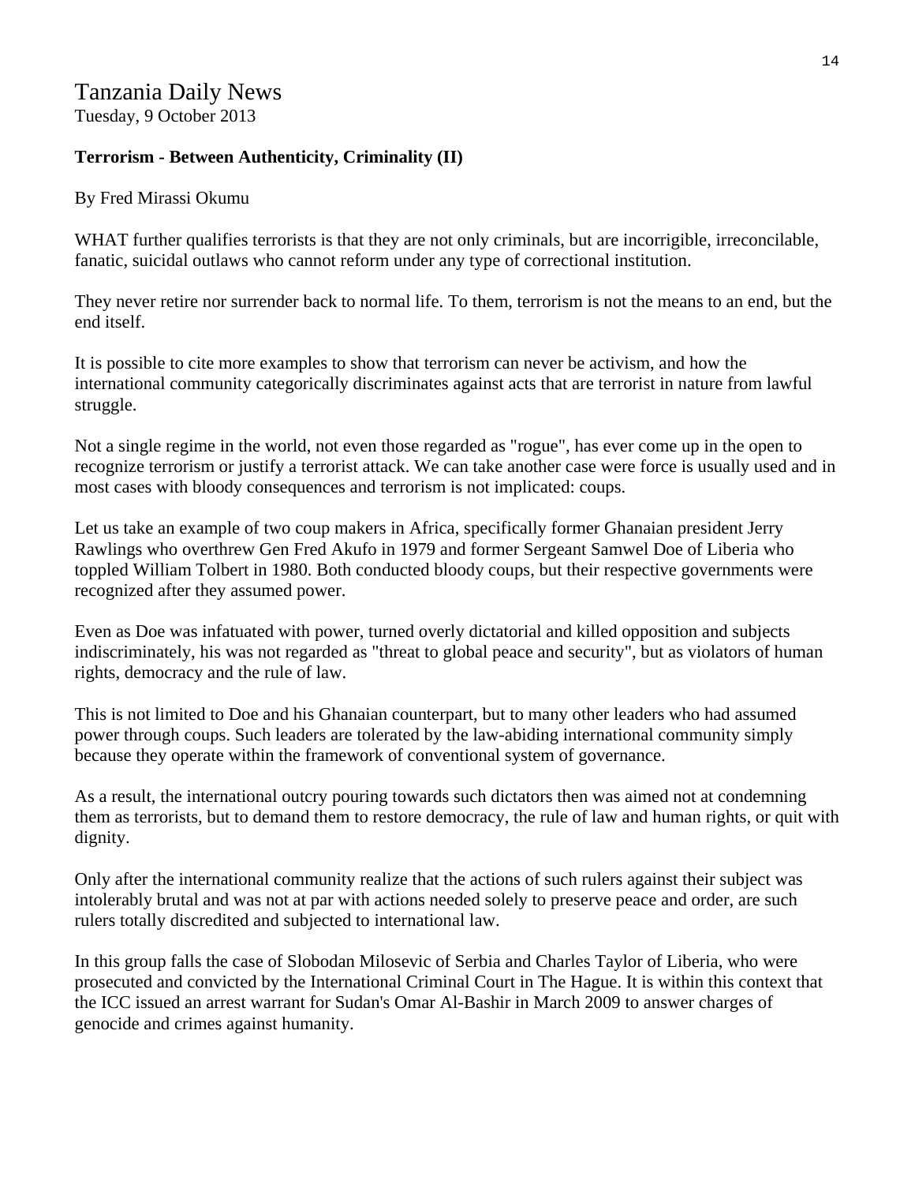Tanzania Daily News
Tuesday, 9 October 2013

**Terrorism - Between Authenticity, Criminality (II)**

By Fred Mirassi Okumu

WHAT further qualifies terrorists is that they are not only criminals, but are incorrigible, irreconcilable, fanatic, suicidal outlaws who cannot reform under any type of correctional institution.

They never retire nor surrender back to normal life. To them, terrorism is not the means to an end, but the end itself.

It is possible to cite more examples to show that terrorism can never be activism, and how the international community categorically discriminates against acts that are terrorist in nature from lawful struggle.

Not a single regime in the world, not even those regarded as "rogue", has ever come up in the open to recognize terrorism or justify a terrorist attack. We can take another case were force is usually used and in most cases with bloody consequences and terrorism is not implicated: coups.

Let us take an example of two coup makers in Africa, specifically former Ghanaian president Jerry Rawlings who overthrew Gen Fred Akufo in 1979 and former Sergeant Samwel Doe of Liberia who toppled William Tolbert in 1980. Both conducted bloody coups, but their respective governments were recognized after they assumed power.

Even as Doe was infatuated with power, turned overly dictatorial and killed opposition and subjects indiscriminately, his was not regarded as "threat to global peace and security", but as violators of human rights, democracy and the rule of law.

This is not limited to Doe and his Ghanaian counterpart, but to many other leaders who had assumed power through coups. Such leaders are tolerated by the law-abiding international community simply because they operate within the framework of conventional system of governance.

As a result, the international outcry pouring towards such dictators then was aimed not at condemning them as terrorists, but to demand them to restore democracy, the rule of law and human rights, or quit with dignity.

Only after the international community realize that the actions of such rulers against their subject was intolerably brutal and was not at par with actions needed solely to preserve peace and order, are such rulers totally discredited and subjected to international law.

In this group falls the case of Slobodan Milosevic of Serbia and Charles Taylor of Liberia, who were prosecuted and convicted by the International Criminal Court in The Hague. It is within this context that the ICC issued an arrest warrant for Sudan's Omar Al-Bashir in March 2009 to answer charges of genocide and crimes against humanity.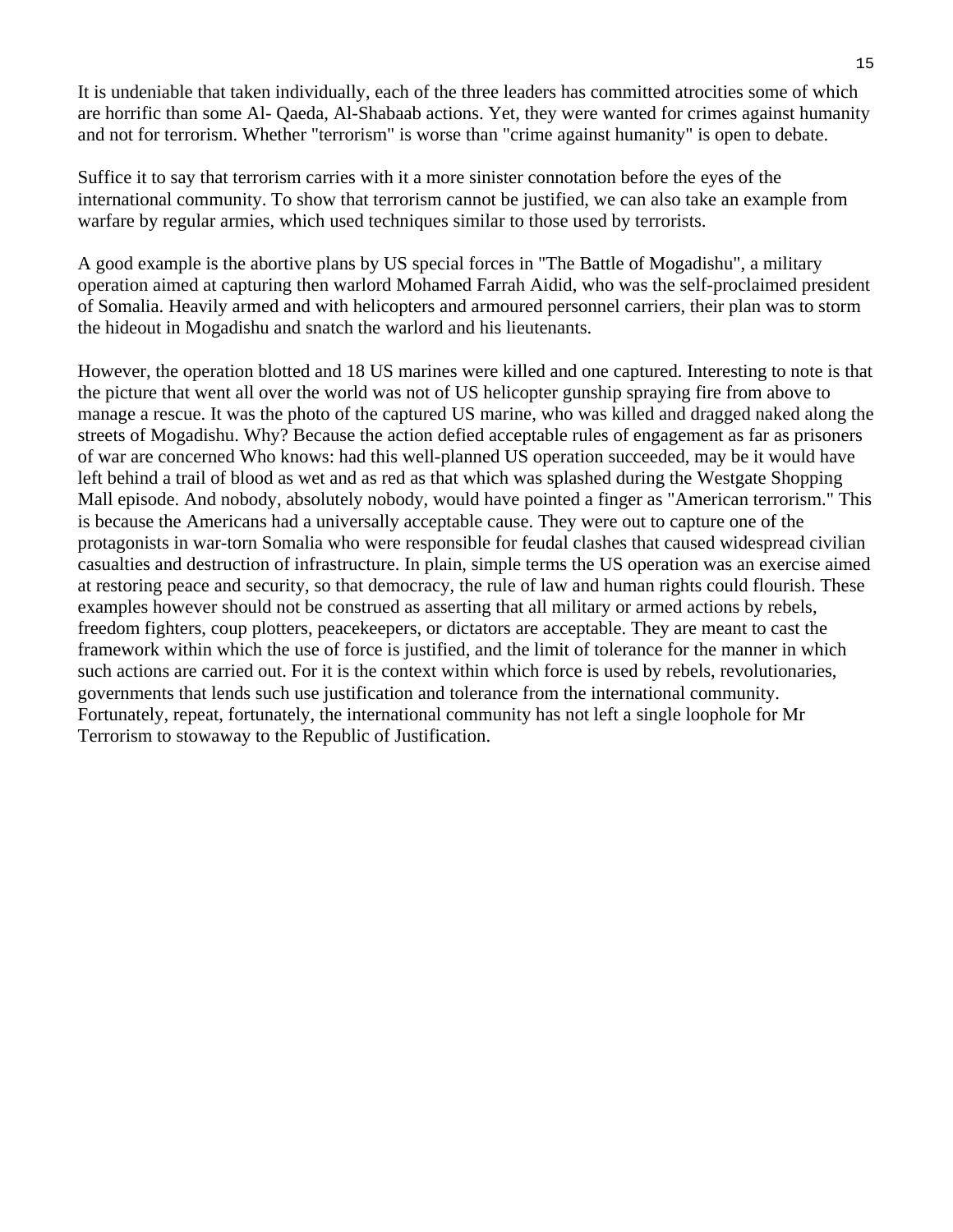It is undeniable that taken individually, each of the three leaders has committed atrocities some of which are horrific than some Al- Qaeda, Al-Shabaab actions. Yet, they were wanted for crimes against humanity and not for terrorism. Whether "terrorism" is worse than "crime against humanity" is open to debate.

Suffice it to say that terrorism carries with it a more sinister connotation before the eyes of the international community. To show that terrorism cannot be justified, we can also take an example from warfare by regular armies, which used techniques similar to those used by terrorists.

A good example is the abortive plans by US special forces in "The Battle of Mogadishu", a military operation aimed at capturing then warlord Mohamed Farrah Aidid, who was the self-proclaimed president of Somalia. Heavily armed and with helicopters and armoured personnel carriers, their plan was to storm the hideout in Mogadishu and snatch the warlord and his lieutenants.

However, the operation blotted and 18 US marines were killed and one captured. Interesting to note is that the picture that went all over the world was not of US helicopter gunship spraying fire from above to manage a rescue. It was the photo of the captured US marine, who was killed and dragged naked along the streets of Mogadishu. Why? Because the action defied acceptable rules of engagement as far as prisoners of war are concerned Who knows: had this well-planned US operation succeeded, may be it would have left behind a trail of blood as wet and as red as that which was splashed during the Westgate Shopping Mall episode. And nobody, absolutely nobody, would have pointed a finger as "American terrorism." This is because the Americans had a universally acceptable cause. They were out to capture one of the protagonists in war-torn Somalia who were responsible for feudal clashes that caused widespread civilian casualties and destruction of infrastructure. In plain, simple terms the US operation was an exercise aimed at restoring peace and security, so that democracy, the rule of law and human rights could flourish. These examples however should not be construed as asserting that all military or armed actions by rebels, freedom fighters, coup plotters, peacekeepers, or dictators are acceptable. They are meant to cast the framework within which the use of force is justified, and the limit of tolerance for the manner in which such actions are carried out. For it is the context within which force is used by rebels, revolutionaries, governments that lends such use justification and tolerance from the international community. Fortunately, repeat, fortunately, the international community has not left a single loophole for Mr Terrorism to stowaway to the Republic of Justification.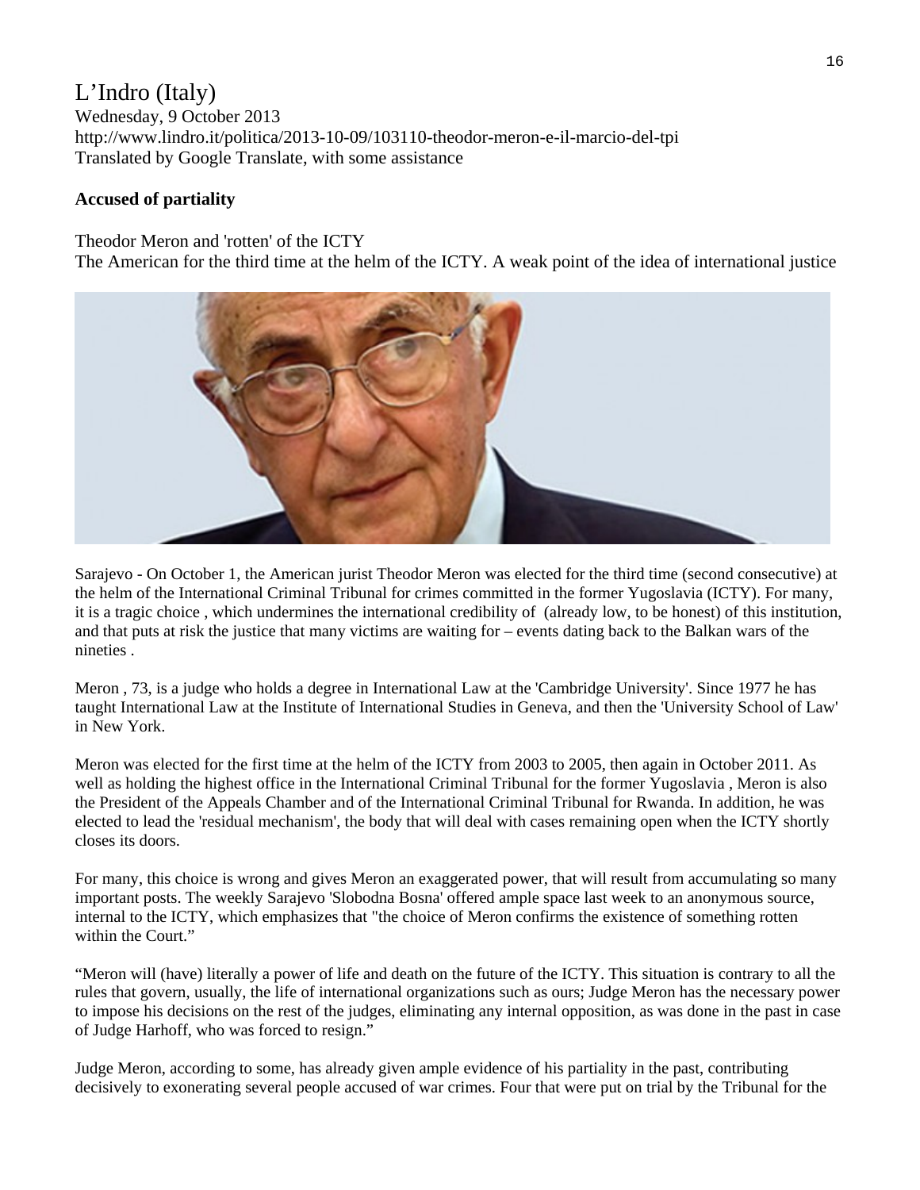# L'Indro (Italy)

Wednesday, 9 October 2013
http://www.lindro.it/politica/2013-10-09/103110-theodor-meron-e-il-marcio-del-tpi
Translated by Google Translate, with some assistance

**Accused of partiality**

Theodor Meron and 'rotten' of the ICTY
The American for the third time at the helm of the ICTY. A weak point of the idea of international justice

Sarajevo - On October 1, the American jurist Theodor Meron was elected for the third time (second consecutive) at the helm of the International Criminal Tribunal for crimes committed in the former Yugoslavia (ICTY). For many, it is a tragic choice , which undermines the international credibility of (already low, to be honest) of this institution, and that puts at risk the justice that many victims are waiting for – events dating back to the Balkan wars of the nineties .

Meron , 73, is a judge who holds a degree in International Law at the 'Cambridge University'. Since 1977 he has taught International Law at the Institute of International Studies in Geneva, and then the 'University School of Law' in New York.

Meron was elected for the first time at the helm of the ICTY from 2003 to 2005, then again in October 2011. As well as holding the highest office in the International Criminal Tribunal for the former Yugoslavia , Meron is also the President of the Appeals Chamber and of the International Criminal Tribunal for Rwanda. In addition, he was elected to lead the 'residual mechanism', the body that will deal with cases remaining open when the ICTY shortly closes its doors.

For many, this choice is wrong and gives Meron an exaggerated power, that will result from accumulating so many important posts. The weekly Sarajevo 'Slobodna Bosna' offered ample space last week to an anonymous source, internal to the ICTY, which emphasizes that "the choice of Meron confirms the existence of something rotten within the Court."

"Meron will (have) literally a power of life and death on the future of the ICTY. This situation is contrary to all the rules that govern, usually, the life of international organizations such as ours; Judge Meron has the necessary power to impose his decisions on the rest of the judges, eliminating any internal opposition, as was done in the past in case of Judge Harhoff, who was forced to resign."

Judge Meron, according to some, has already given ample evidence of his partiality in the past, contributing decisively to exonerating several people accused of war crimes. Four that were put on trial by the Tribunal for the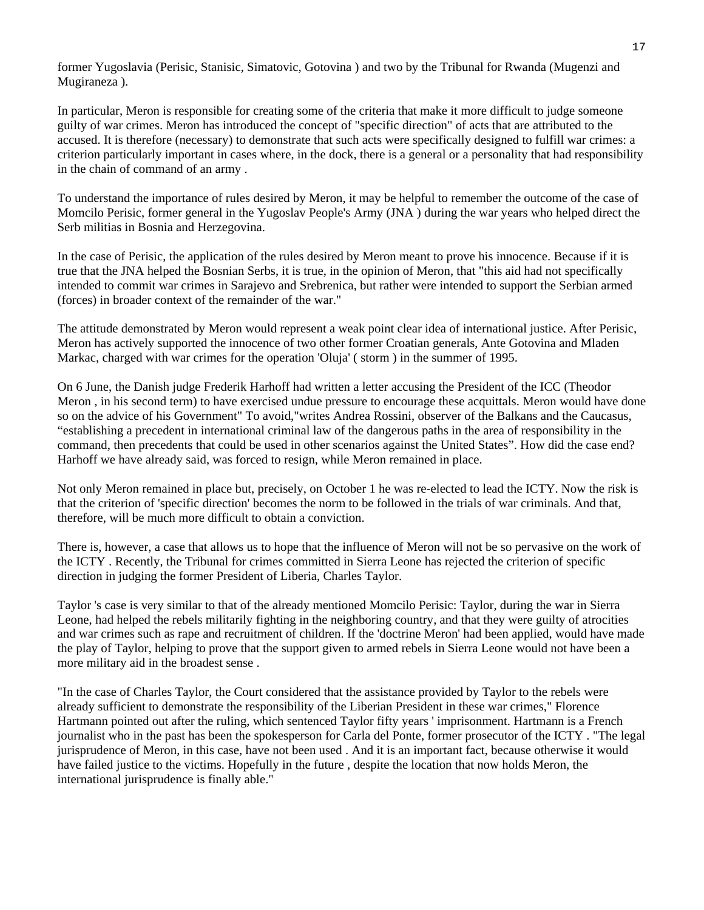former Yugoslavia (Perisic, Stanisic, Simatovic, Gotovina ) and two by the Tribunal for Rwanda (Mugenzi and Mugiraneza ).

In particular, Meron is responsible for creating some of the criteria that make it more difficult to judge someone guilty of war crimes. Meron has introduced the concept of "specific direction" of acts that are attributed to the accused. It is therefore (necessary) to demonstrate that such acts were specifically designed to fulfill war crimes: a criterion particularly important in cases where, in the dock, there is a general or a personality that had responsibility in the chain of command of an army .

To understand the importance of rules desired by Meron, it may be helpful to remember the outcome of the case of Momcilo Perisic, former general in the Yugoslav People's Army (JNA ) during the war years who helped direct the Serb militias in Bosnia and Herzegovina.

In the case of Perisic, the application of the rules desired by Meron meant to prove his innocence. Because if it is true that the JNA helped the Bosnian Serbs, it is true, in the opinion of Meron, that "this aid had not specifically intended to commit war crimes in Sarajevo and Srebrenica, but rather were intended to support the Serbian armed (forces) in broader context of the remainder of the war."

The attitude demonstrated by Meron would represent a weak point clear idea of international justice. After Perisic, Meron has actively supported the innocence of two other former Croatian generals, Ante Gotovina and Mladen Markac, charged with war crimes for the operation 'Oluja' ( storm ) in the summer of 1995.

On 6 June, the Danish judge Frederik Harhoff had written a letter accusing the President of the ICC (Theodor Meron , in his second term) to have exercised undue pressure to encourage these acquittals. Meron would have done so on the advice of his Government" To avoid,"writes Andrea Rossini, observer of the Balkans and the Caucasus, “establishing a precedent in international criminal law of the dangerous paths in the area of responsibility in the command, then precedents that could be used in other scenarios against the United States”. How did the case end? Harhoff we have already said, was forced to resign, while Meron remained in place.

Not only Meron remained in place but, precisely, on October 1 he was re-elected to lead the ICTY. Now the risk is that the criterion of 'specific direction' becomes the norm to be followed in the trials of war criminals. And that, therefore, will be much more difficult to obtain a conviction.

There is, however, a case that allows us to hope that the influence of Meron will not be so pervasive on the work of the ICTY . Recently, the Tribunal for crimes committed in Sierra Leone has rejected the criterion of specific direction in judging the former President of Liberia, Charles Taylor.

Taylor 's case is very similar to that of the already mentioned Momcilo Perisic: Taylor, during the war in Sierra Leone, had helped the rebels militarily fighting in the neighboring country, and that they were guilty of atrocities and war crimes such as rape and recruitment of children. If the 'doctrine Meron' had been applied, would have made the play of Taylor, helping to prove that the support given to armed rebels in Sierra Leone would not have been a more military aid in the broadest sense .

"In the case of Charles Taylor, the Court considered that the assistance provided by Taylor to the rebels were already sufficient to demonstrate the responsibility of the Liberian President in these war crimes," Florence Hartmann pointed out after the ruling, which sentenced Taylor fifty years ' imprisonment. Hartmann is a French journalist who in the past has been the spokesperson for Carla del Ponte, former prosecutor of the ICTY . "The legal jurisprudence of Meron, in this case, have not been used . And it is an important fact, because otherwise it would have failed justice to the victims. Hopefully in the future , despite the location that now holds Meron, the international jurisprudence is finally able."